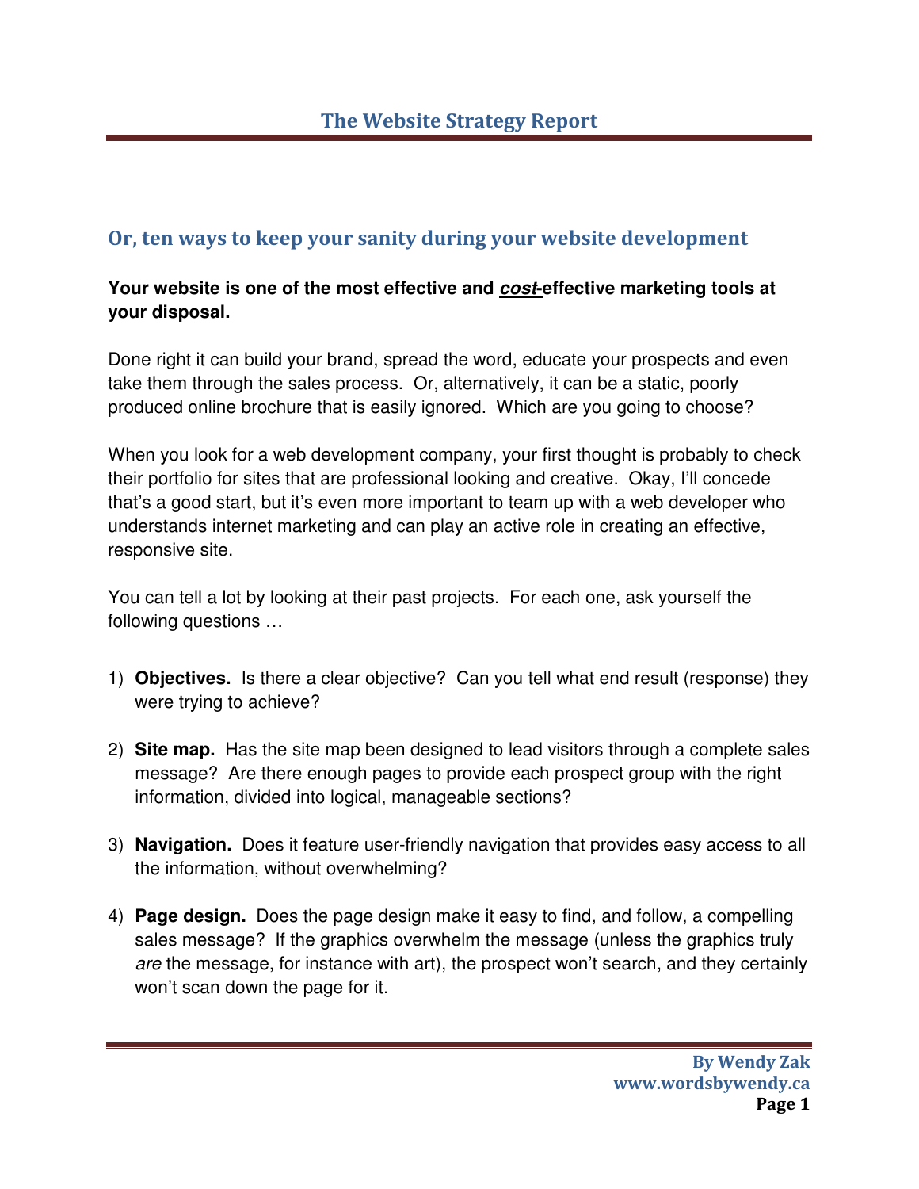# The Website Strategy Report

## Or, ten ways to keep your sanity during your website development

**Your website is one of the most effective and *<u>cost</u>*-effective marketing tools at your disposal.**

Done right it can build your brand, spread the word, educate your prospects and even take them through the sales process. Or, alternatively, it can be a static, poorly produced online brochure that is easily ignored. Which are you going to choose?

When you look for a web development company, your first thought is probably to check their portfolio for sites that are professional looking and creative. Okay, I'll concede that's a good start, but it's even more important to team up with a web developer who understands internet marketing and can play an active role in creating an effective, responsive site.

You can tell a lot by looking at their past projects. For each one, ask yourself the following questions …

1) **Objectives.** Is there a clear objective? Can you tell what end result (response) they were trying to achieve?

2) **Site map.** Has the site map been designed to lead visitors through a complete sales message? Are there enough pages to provide each prospect group with the right information, divided into logical, manageable sections?

3) **Navigation.** Does it feature user-friendly navigation that provides easy access to all the information, without overwhelming?

4) **Page design.** Does the page design make it easy to find, and follow, a compelling sales message? If the graphics overwhelm the message (unless the graphics truly *are* the message, for instance with art), the prospect won't search, and they certainly won't scan down the page for it.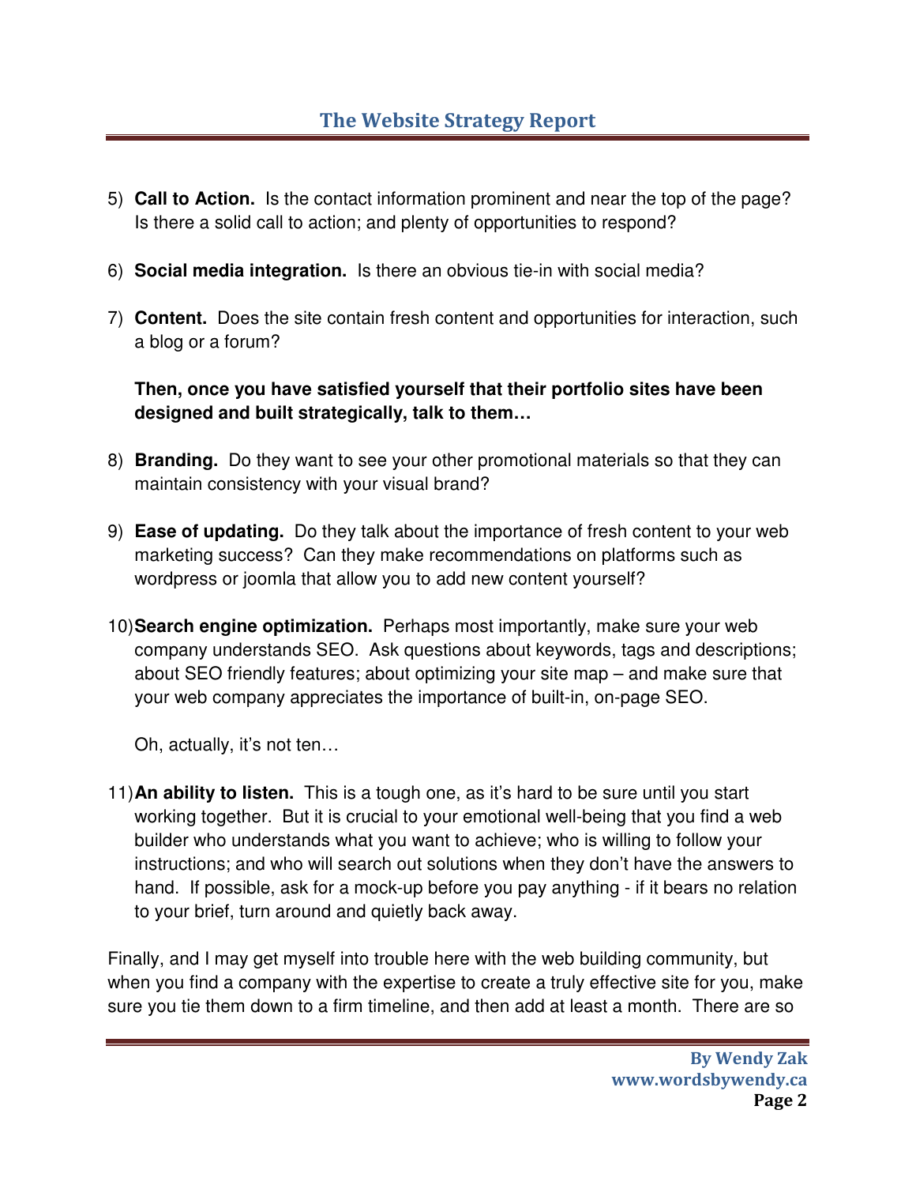5) **Call to Action.** Is the contact information prominent and near the top of the page? Is there a solid call to action; and plenty of opportunities to respond?

6) **Social media integration.** Is there an obvious tie-in with social media?

7) **Content.** Does the site contain fresh content and opportunities for interaction, such a blog or a forum?

   **Then, once you have satisfied yourself that their portfolio sites have been designed and built strategically, talk to them…**

8) **Branding.** Do they want to see your other promotional materials so that they can maintain consistency with your visual brand?

9) **Ease of updating.** Do they talk about the importance of fresh content to your web marketing success? Can they make recommendations on platforms such as wordpress or joomla that allow you to add new content yourself?

10) **Search engine optimization.** Perhaps most importantly, make sure your web company understands SEO. Ask questions about keywords, tags and descriptions; about SEO friendly features; about optimizing your site map – and make sure that your web company appreciates the importance of built-in, on-page SEO.

    Oh, actually, it's not ten…

11) **An ability to listen.** This is a tough one, as it's hard to be sure until you start working together. But it is crucial to your emotional well-being that you find a web builder who understands what you want to achieve; who is willing to follow your instructions; and who will search out solutions when they don't have the answers to hand. If possible, ask for a mock-up before you pay anything - if it bears no relation to your brief, turn around and quietly back away.

Finally, and I may get myself into trouble here with the web building community, but when you find a company with the expertise to create a truly effective site for you, make sure you tie them down to a firm timeline, and then add at least a month. There are so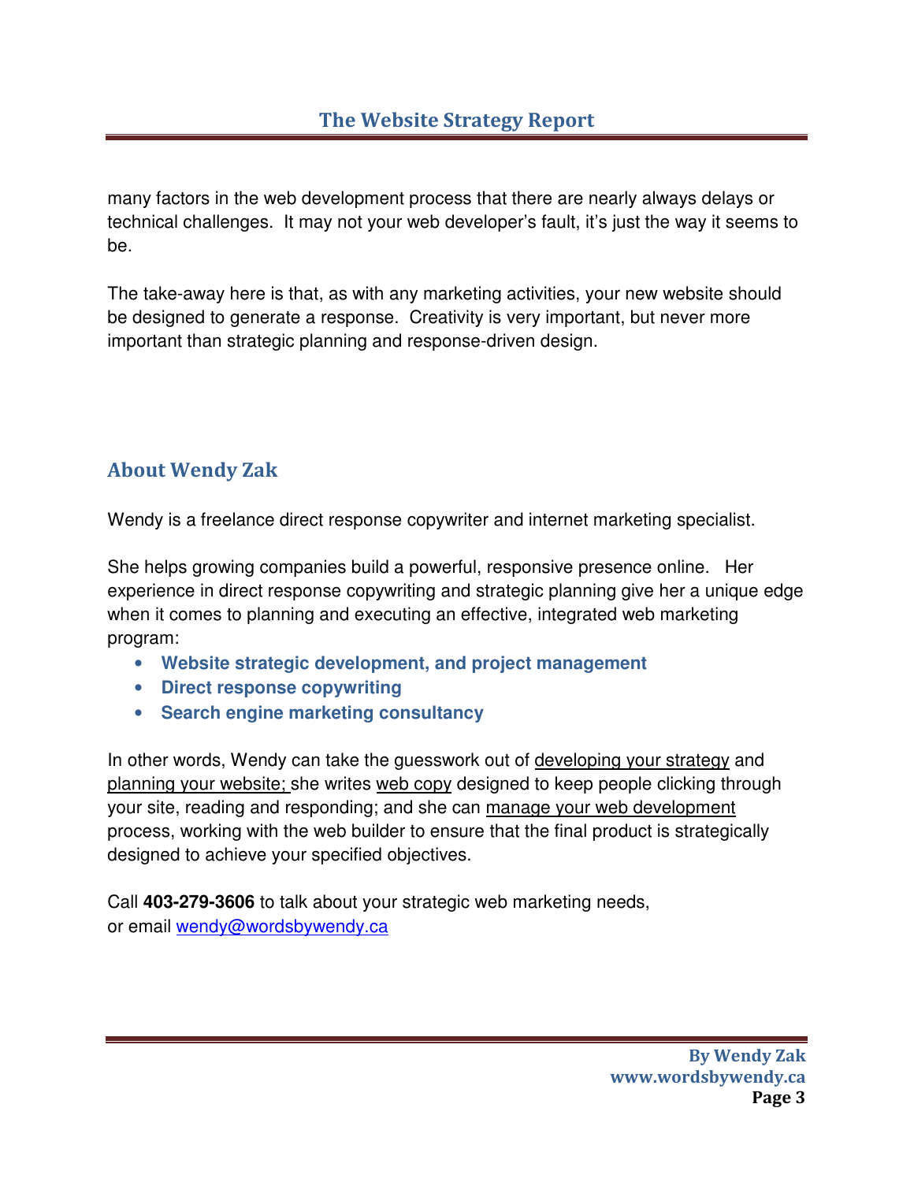many factors in the web development process that there are nearly always delays or technical challenges. It may not your web developer's fault, it's just the way it seems to be.

The take-away here is that, as with any marketing activities, your new website should be designed to generate a response. Creativity is very important, but never more important than strategic planning and response-driven design.

## About Wendy Zak

Wendy is a freelance direct response copywriter and internet marketing specialist.

She helps growing companies build a powerful, responsive presence online. Her experience in direct response copywriting and strategic planning give her a unique edge when it comes to planning and executing an effective, integrated web marketing program:

- **Website strategic development, and project management**
- **Direct response copywriting**
- **Search engine marketing consultancy**

In other words, Wendy can take the guesswork out of developing your strategy and planning your website; she writes web copy designed to keep people clicking through your site, reading and responding; and she can manage your web development process, working with the web builder to ensure that the final product is strategically designed to achieve your specified objectives.

Call **403-279-3606** to talk about your strategic web marketing needs,
or email wendy@wordsbywendy.ca